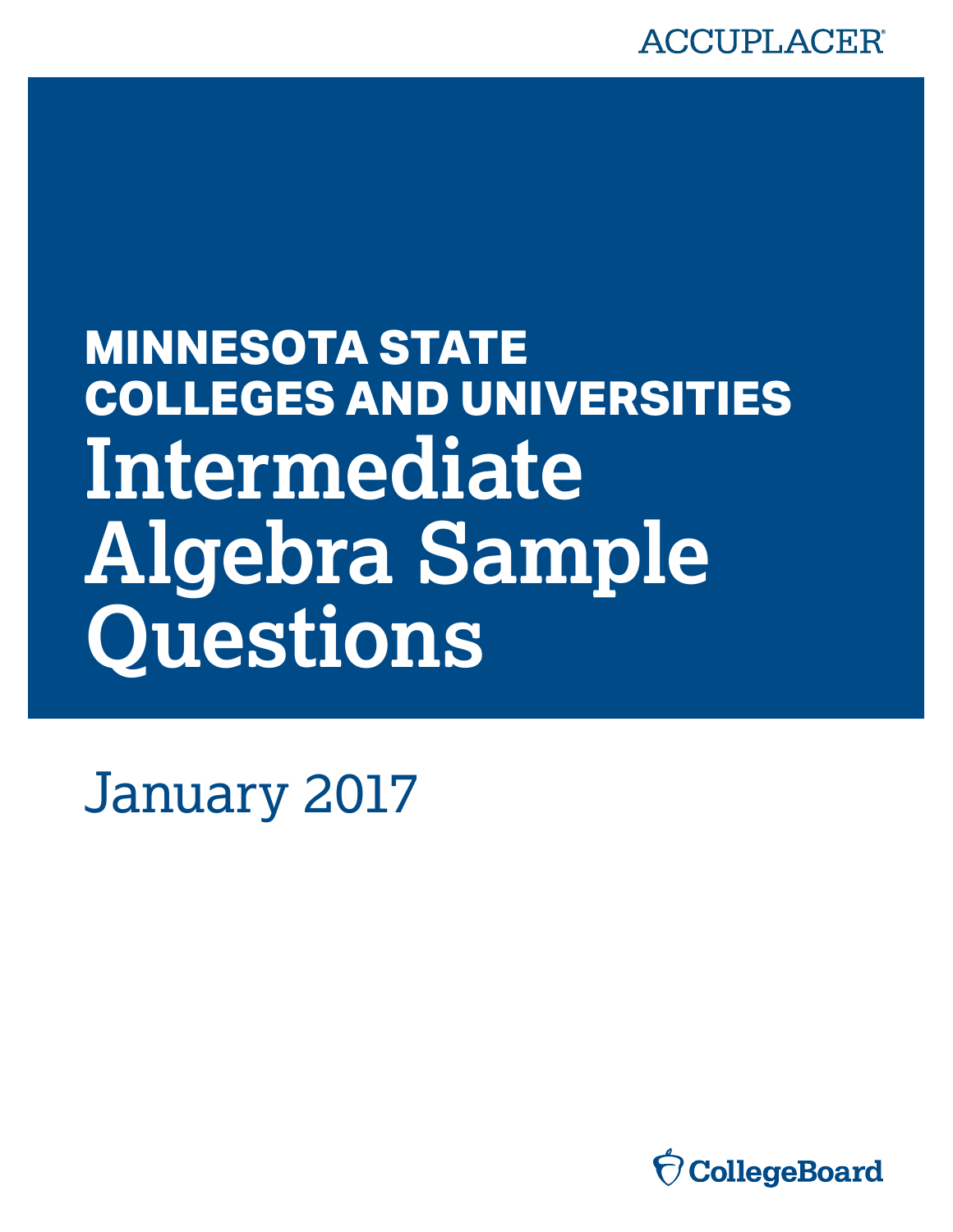ACCUPLACER®

# MINNESOTA STATE COLLEGES AND UNIVERSITIES Intermediate Algebra Sample Questions

January 2017

CollegeBoard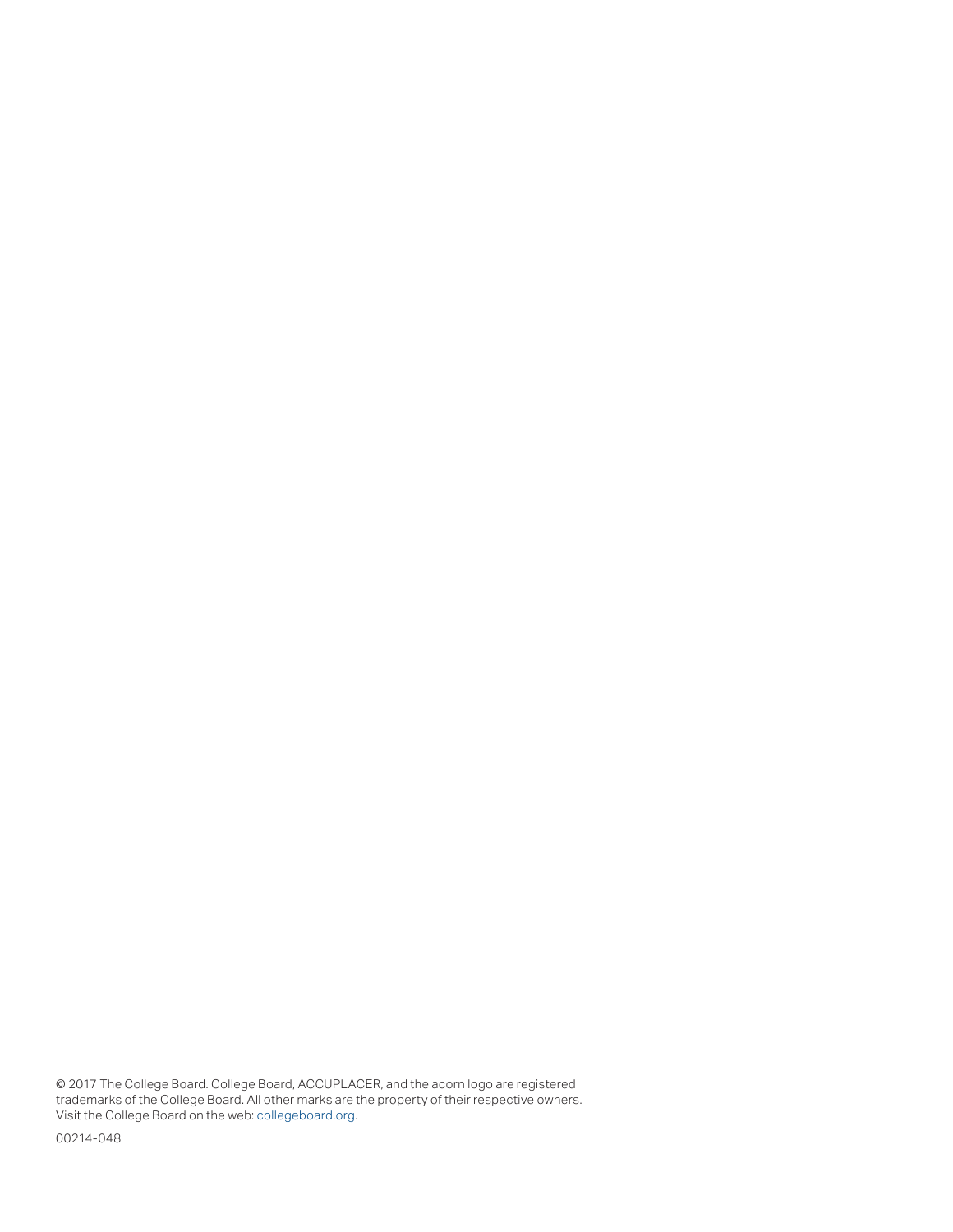© 2017 The College Board. College Board, ACCUPLACER, and the acorn logo are registered trademarks of the College Board. All other marks are the property of their respective owners. Visit the College Board on the web: collegeboard.org.

00214-048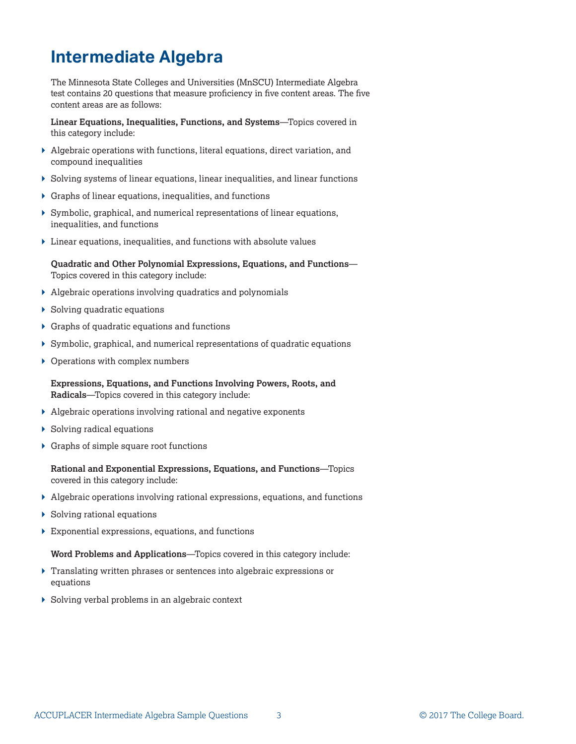# Intermediate Algebra

The Minnesota State Colleges and Universities (MnSCU) Intermediate Algebra test contains 20 questions that measure proficiency in five content areas. The five content areas are as follows:

**Linear Equations, Inequalities, Functions, and Systems**—Topics covered in this category include:

- Algebraic operations with functions, literal equations, direct variation, and compound inequalities
- Solving systems of linear equations, linear inequalities, and linear functions
- Graphs of linear equations, inequalities, and functions
- Symbolic, graphical, and numerical representations of linear equations, inequalities, and functions
- Linear equations, inequalities, and functions with absolute values

**Quadratic and Other Polynomial Expressions, Equations, and Functions**—Topics covered in this category include:

- Algebraic operations involving quadratics and polynomials
- Solving quadratic equations
- Graphs of quadratic equations and functions
- Symbolic, graphical, and numerical representations of quadratic equations
- Operations with complex numbers

**Expressions, Equations, and Functions Involving Powers, Roots, and Radicals**—Topics covered in this category include:

- Algebraic operations involving rational and negative exponents
- Solving radical equations
- Graphs of simple square root functions

**Rational and Exponential Expressions, Equations, and Functions**—Topics covered in this category include:

- Algebraic operations involving rational expressions, equations, and functions
- Solving rational equations
- Exponential expressions, equations, and functions

**Word Problems and Applications**—Topics covered in this category include:

- Translating written phrases or sentences into algebraic expressions or equations
- Solving verbal problems in an algebraic context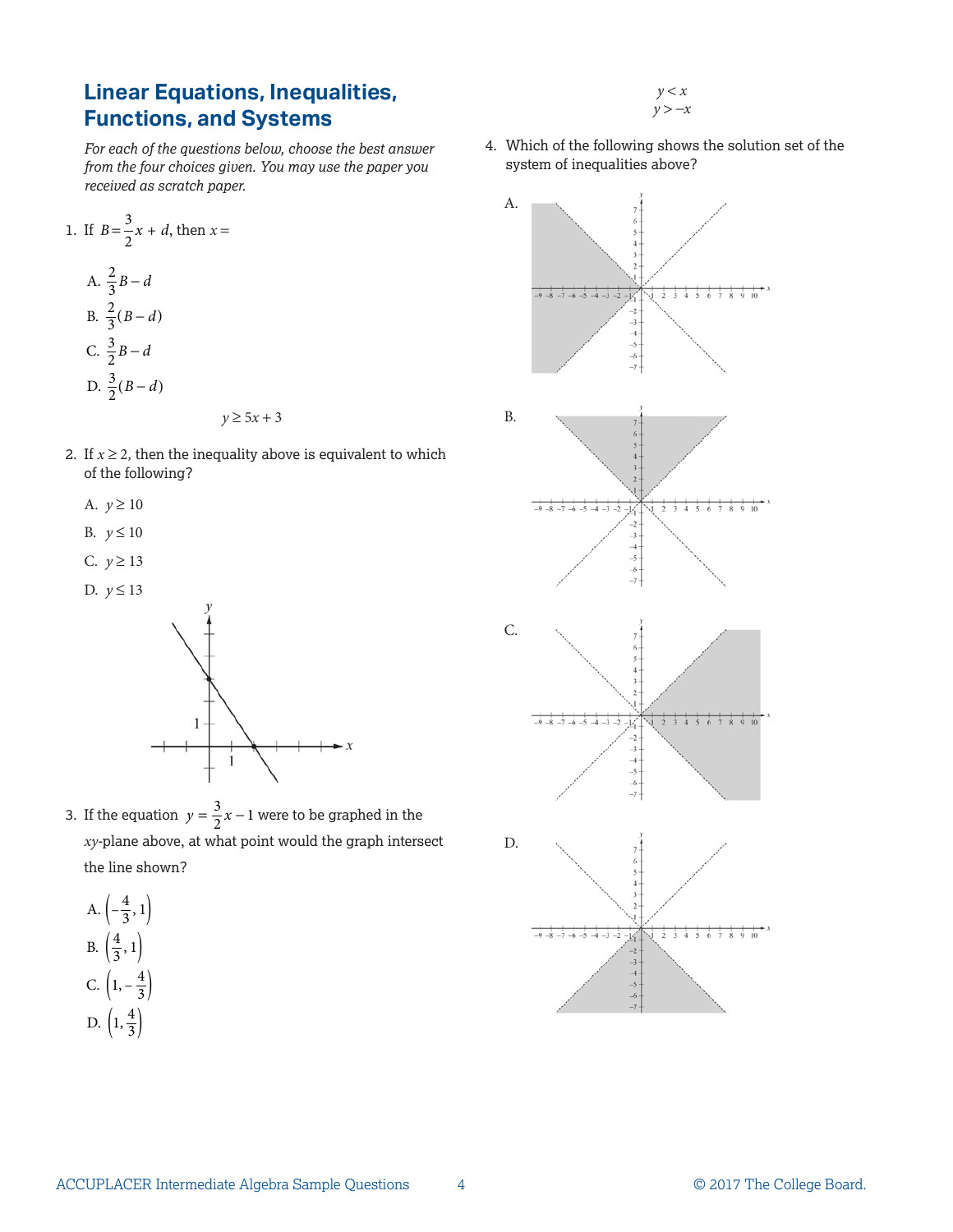## Linear Equations, Inequalities, Functions, and Systems

*For each of the questions below, choose the best answer from the four choices given. You may use the paper you received as scratch paper.*

1. If $B = \frac{3}{2}x + d$, then $x =$

   A. $\frac{2}{3}B - d$

   B. $\frac{2}{3}(B - d)$

   C. $\frac{3}{2}B - d$

   D. $\frac{3}{2}(B - d)$

$$y \geq 5x + 3$$

2. If $x \geq 2$, then the inequality above is equivalent to which of the following?

   A. $y \geq 10$

   B. $y \leq 10$

   C. $y \geq 13$

   D. $y \leq 13$

3. If the equation $y = \frac{3}{2}x - 1$ were to be graphed in the $xy$-plane above, at what point would the graph intersect the line shown?

   A. $\left(-\frac{4}{3}, 1\right)$

   B. $\left(\frac{4}{3}, 1\right)$

   C. $\left(1, -\frac{4}{3}\right)$

   D. $\left(1, \frac{4}{3}\right)$

$$y < x$$
$$y > -x$$

4. Which of the following shows the solution set of the system of inequalities above?

   A.

   B.

   C.

   D.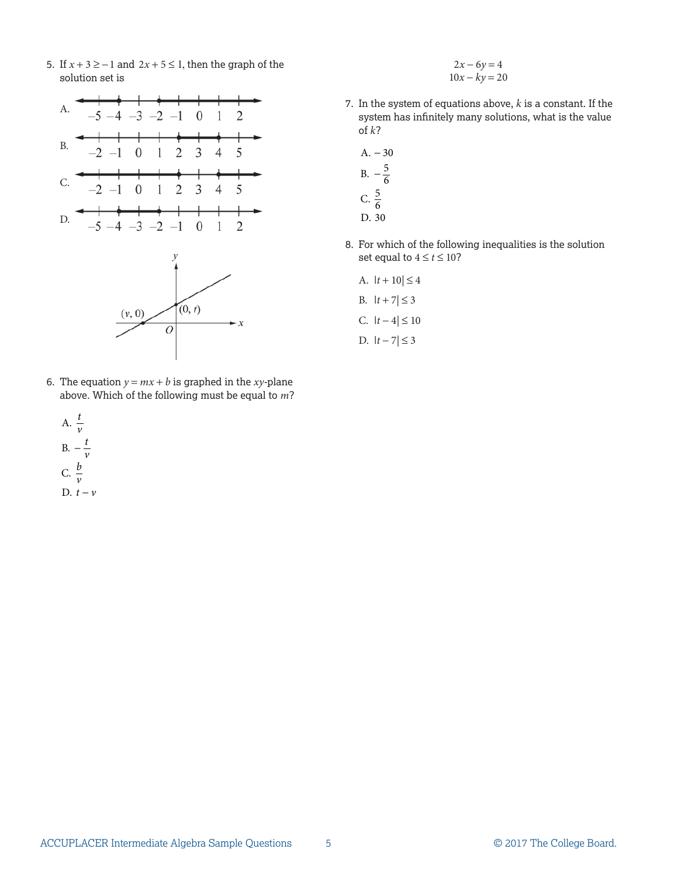5. If $x + 3 \geq -1$ and $2x + 5 \leq 1$, then the graph of the solution set is

A. (number line from −5 to 2)

B. (number line from −2 to 5)

C. (number line from −2 to 5)

D. (number line from −5 to 2)

6. The equation $y = mx + b$ is graphed in the $xy$-plane above. Which of the following must be equal to $m$?

A. $\frac{t}{v}$

B. $-\frac{t}{v}$

C. $\frac{b}{v}$

D. $t - v$

$$2x - 6y = 4$$
$$10x - ky = 20$$

7. In the system of equations above, $k$ is a constant. If the system has infinitely many solutions, what is the value of $k$?

A. $-30$

B. $-\frac{5}{6}$

C. $\frac{5}{6}$

D. $30$

8. For which of the following inequalities is the solution set equal to $4 \leq t \leq 10$?

A. $|t + 10| \leq 4$

B. $|t + 7| \leq 3$

C. $|t - 4| \leq 10$

D. $|t - 7| \leq 3$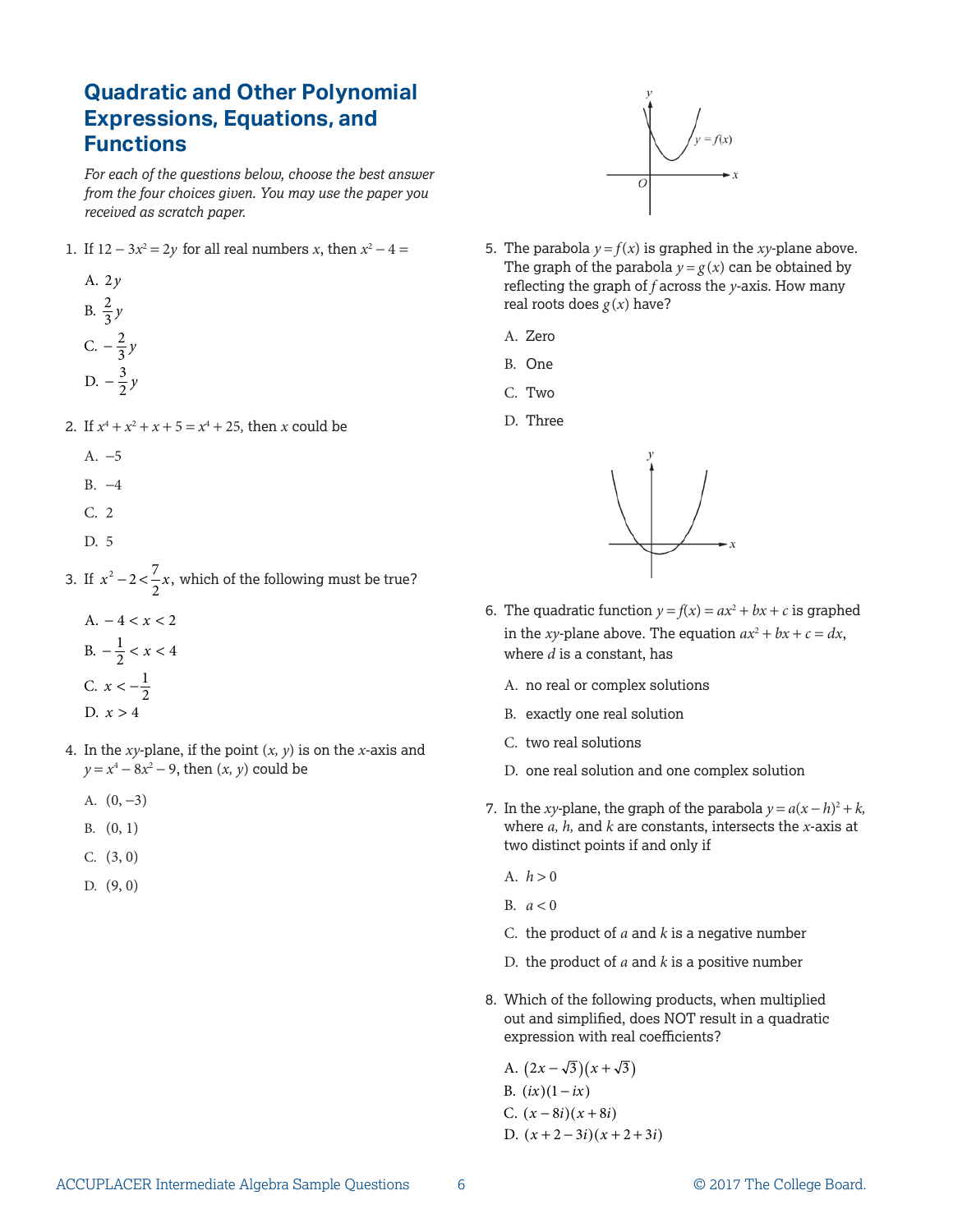# Quadratic and Other Polynomial Expressions, Equations, and Functions

*For each of the questions below, choose the best answer from the four choices given. You may use the paper you received as scratch paper.*

1. If $12 - 3x^2 = 2y$ for all real numbers $x$, then $x^2 - 4 =$

   A. $2y$

   B. $\frac{2}{3}y$

   C. $-\frac{2}{3}y$

   D. $-\frac{3}{2}y$

2. If $x^4 + x^2 + x + 5 = x^4 + 25$, then $x$ could be

   A. $-5$

   B. $-4$

   C. $2$

   D. $5$

3. If $x^2 - 2 < \frac{7}{2}x$, which of the following must be true?

   A. $-4 < x < 2$

   B. $-\frac{1}{2} < x < 4$

   C. $x < -\frac{1}{2}$

   D. $x > 4$

4. In the $xy$-plane, if the point $(x, y)$ is on the $x$-axis and $y = x^4 - 8x^2 - 9$, then $(x, y)$ could be

   A. $(0, -3)$

   B. $(0, 1)$

   C. $(3, 0)$

   D. $(9, 0)$

5. The parabola $y = f(x)$ is graphed in the $xy$-plane above. The graph of the parabola $y = g(x)$ can be obtained by reflecting the graph of $f$ across the $y$-axis. How many real roots does $g(x)$ have?

   A. Zero

   B. One

   C. Two

   D. Three

6. The quadratic function $y = f(x) = ax^2 + bx + c$ is graphed in the $xy$-plane above. The equation $ax^2 + bx + c = dx$, where $d$ is a constant, has

   A. no real or complex solutions

   B. exactly one real solution

   C. two real solutions

   D. one real solution and one complex solution

7. In the $xy$-plane, the graph of the parabola $y = a(x - h)^2 + k$, where $a$, $h$, and $k$ are constants, intersects the $x$-axis at two distinct points if and only if

   A. $h > 0$

   B. $a < 0$

   C. the product of $a$ and $k$ is a negative number

   D. the product of $a$ and $k$ is a positive number

8. Which of the following products, when multiplied out and simplified, does NOT result in a quadratic expression with real coefficients?

   A. $(2x - \sqrt{3})(x + \sqrt{3})$

   B. $(ix)(1 - ix)$

   C. $(x - 8i)(x + 8i)$

   D. $(x + 2 - 3i)(x + 2 + 3i)$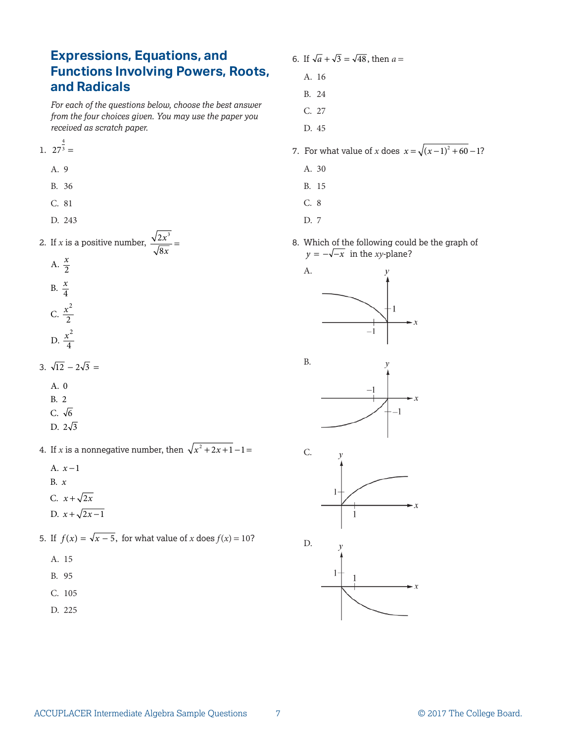## Expressions, Equations, and Functions Involving Powers, Roots, and Radicals

*For each of the questions below, choose the best answer from the four choices given. You may use the paper you received as scratch paper.*

1. $27^{\frac{4}{3}} =$

   A. 9

   B. 36

   C. 81

   D. 243

2. If $x$ is a positive number, $\frac{\sqrt{2x^3}}{\sqrt{8x}} =$

   A. $\frac{x}{2}$

   B. $\frac{x}{4}$

   C. $\frac{x^2}{2}$

   D. $\frac{x^2}{4}$

3. $\sqrt{12} - 2\sqrt{3} =$

   A. 0

   B. 2

   C. $\sqrt{6}$

   D. $2\sqrt{3}$

4. If $x$ is a nonnegative number, then $\sqrt{x^2 + 2x + 1} - 1 =$

   A. $x - 1$

   B. $x$

   C. $x + \sqrt{2x}$

   D. $x + \sqrt{2x - 1}$

5. If $f(x) = \sqrt{x - 5}$, for what value of $x$ does $f(x) = 10$?

   A. 15

   B. 95

   C. 105

   D. 225

6. If $\sqrt{a} + \sqrt{3} = \sqrt{48}$, then $a =$

   A. 16

   B. 24

   C. 27

   D. 45

7. For what value of $x$ does $x = \sqrt{(x-1)^2 + 60} - 1$?

   A. 30

   B. 15

   C. 8

   D. 7

8. Which of the following could be the graph of $y = -\sqrt{-x}$ in the $xy$-plane?

   A.

   B.

   C.

   D.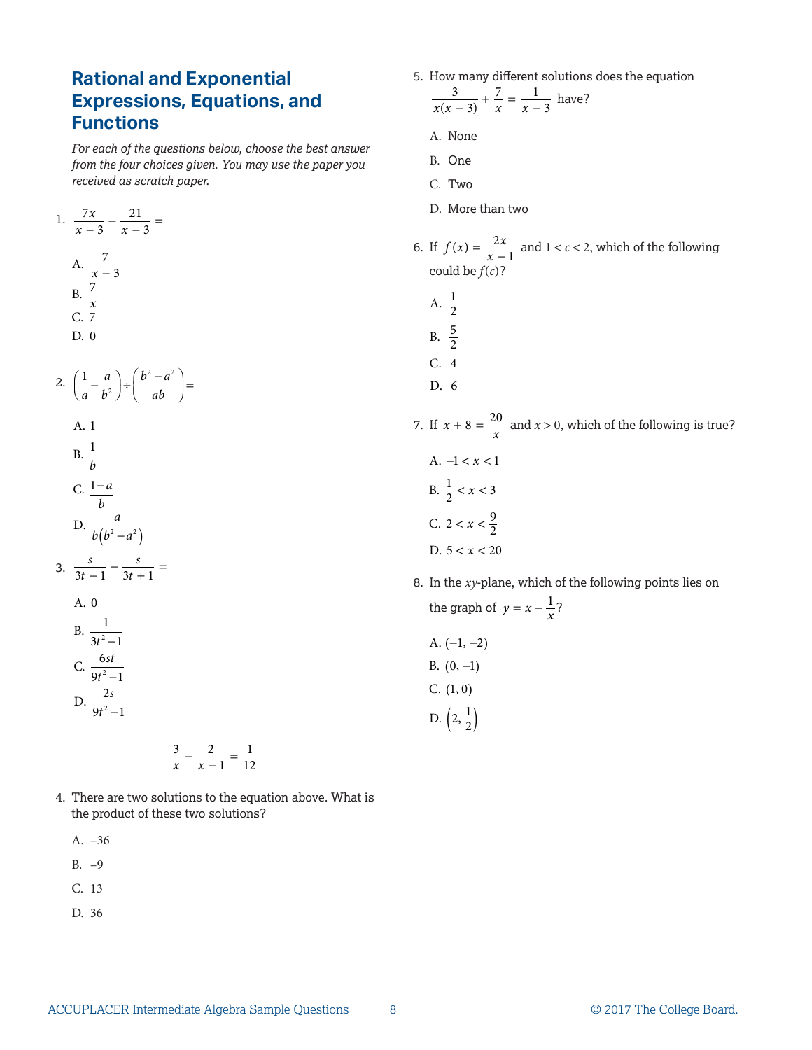## Rational and Exponential Expressions, Equations, and Functions

*For each of the questions below, choose the best answer from the four choices given. You may use the paper you received as scratch paper.*

1. $\frac{7x}{x-3} - \frac{21}{x-3} =$

   A. $\frac{7}{x-3}$

   B. $\frac{7}{x}$

   C. 7

   D. 0

2. $\left(\frac{1}{a} - \frac{a}{b^2}\right) \div \left(\frac{b^2 - a^2}{ab}\right) =$

   A. 1

   B. $\frac{1}{b}$

   C. $\frac{1-a}{b}$

   D. $\frac{a}{b\left(b^2 - a^2\right)}$

3. $\frac{s}{3t-1} - \frac{s}{3t+1} =$

   A. 0

   B. $\frac{1}{3t^2 - 1}$

   C. $\frac{6st}{9t^2 - 1}$

   D. $\frac{2s}{9t^2 - 1}$

$$\frac{3}{x} - \frac{2}{x-1} = \frac{1}{12}$$

4. There are two solutions to the equation above. What is the product of these two solutions?

   A. $-36$

   B. $-9$

   C. 13

   D. 36

5. How many different solutions does the equation $\frac{3}{x(x-3)} + \frac{7}{x} = \frac{1}{x-3}$ have?

   A. None

   B. One

   C. Two

   D. More than two

6. If $f(x) = \frac{2x}{x-1}$ and $1 < c < 2$, which of the following could be $f(c)$?

   A. $\frac{1}{2}$

   B. $\frac{5}{2}$

   C. 4

   D. 6

7. If $x + 8 = \frac{20}{x}$ and $x > 0$, which of the following is true?

   A. $-1 < x < 1$

   B. $\frac{1}{2} < x < 3$

   C. $2 < x < \frac{9}{2}$

   D. $5 < x < 20$

8. In the $xy$-plane, which of the following points lies on the graph of $y = x - \frac{1}{x}$?

   A. $(-1, -2)$

   B. $(0, -1)$

   C. $(1, 0)$

   D. $\left(2, \frac{1}{2}\right)$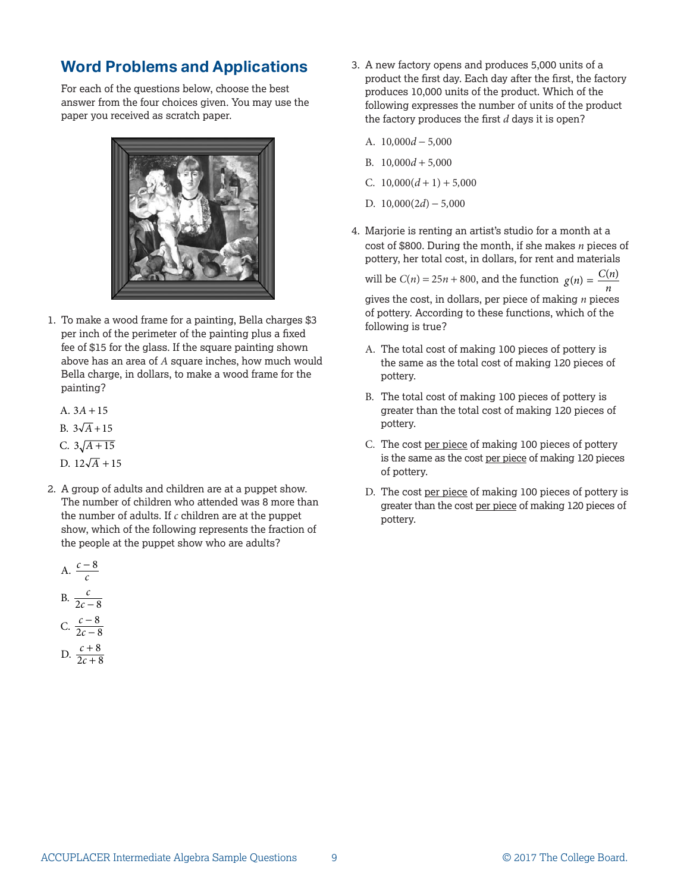## Word Problems and Applications

For each of the questions below, choose the best answer from the four choices given. You may use the paper you received as scratch paper.

1. To make a wood frame for a painting, Bella charges \$3 per inch of the perimeter of the painting plus a fixed fee of \$15 for the glass. If the square painting shown above has an area of $A$ square inches, how much would Bella charge, in dollars, to make a wood frame for the painting?

   A. $3A + 15$

   B. $3\sqrt{A} + 15$

   C. $3\sqrt{A + 15}$

   D. $12\sqrt{A} + 15$

2. A group of adults and children are at a puppet show. The number of children who attended was 8 more than the number of adults. If $c$ children are at the puppet show, which of the following represents the fraction of the people at the puppet show who are adults?

   A. $\dfrac{c - 8}{c}$

   B. $\dfrac{c}{2c - 8}$

   C. $\dfrac{c - 8}{2c - 8}$

   D. $\dfrac{c + 8}{2c + 8}$

3. A new factory opens and produces 5,000 units of a product the first day. Each day after the first, the factory produces 10,000 units of the product. Which of the following expresses the number of units of the product the factory produces the first $d$ days it is open?

   A. $10{,}000d - 5{,}000$

   B. $10{,}000d + 5{,}000$

   C. $10{,}000(d + 1) + 5{,}000$

   D. $10{,}000(2d) - 5{,}000$

4. Marjorie is renting an artist's studio for a month at a cost of \$800. During the month, if she makes $n$ pieces of pottery, her total cost, in dollars, for rent and materials will be $C(n) = 25n + 800$, and the function $g(n) = \dfrac{C(n)}{n}$ gives the cost, in dollars, per piece of making $n$ pieces of pottery. According to these functions, which of the following is true?

   A. The total cost of making 100 pieces of pottery is the same as the total cost of making 120 pieces of pottery.

   B. The total cost of making 100 pieces of pottery is greater than the total cost of making 120 pieces of pottery.

   C. The cost per piece of making 100 pieces of pottery is the same as the cost per piece of making 120 pieces of pottery.

   D. The cost per piece of making 100 pieces of pottery is greater than the cost per piece of making 120 pieces of pottery.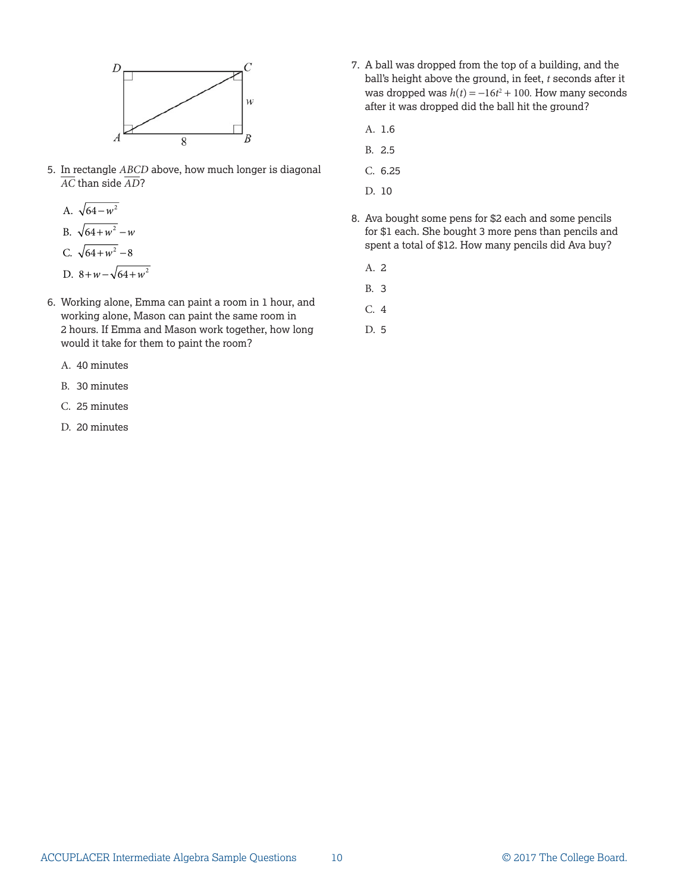5. In rectangle $ABCD$ above, how much longer is diagonal $\overline{AC}$ than side $\overline{AD}$?

   A. $\sqrt{64-w^2}$

   B. $\sqrt{64+w^2}-w$

   C. $\sqrt{64+w^2}-8$

   D. $8+w-\sqrt{64+w^2}$

6. Working alone, Emma can paint a room in 1 hour, and working alone, Mason can paint the same room in 2 hours. If Emma and Mason work together, how long would it take for them to paint the room?

   A. 40 minutes

   B. 30 minutes

   C. 25 minutes

   D. 20 minutes

7. A ball was dropped from the top of a building, and the ball's height above the ground, in feet, $t$ seconds after it was dropped was $h(t) = -16t^2 + 100$. How many seconds after it was dropped did the ball hit the ground?

   A. 1.6

   B. 2.5

   C. 6.25

   D. 10

8. Ava bought some pens for $2 each and some pencils for $1 each. She bought 3 more pens than pencils and spent a total of $12. How many pencils did Ava buy?

   A. 2

   B. 3

   C. 4

   D. 5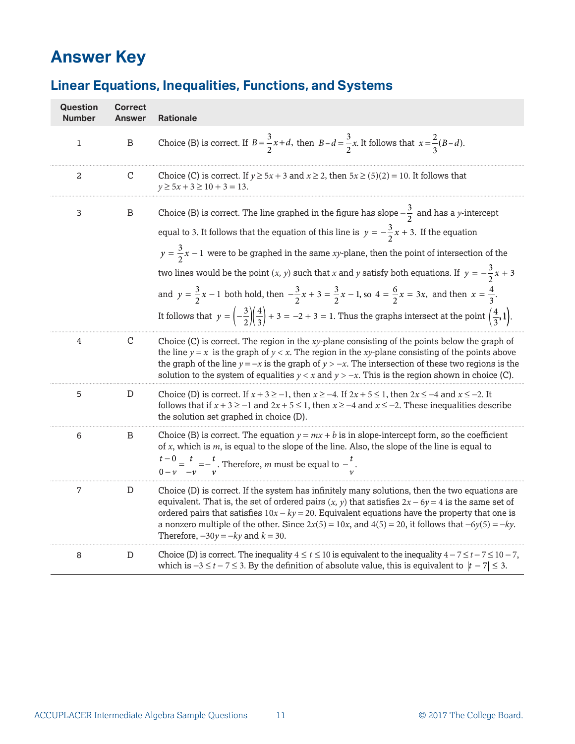# Answer Key

## Linear Equations, Inequalities, Functions, and Systems

| Question Number | Correct Answer | Rationale |
|---|---|---|
| 1 | B | Choice (B) is correct. If $B = \frac{3}{2}x + d$, then $B - d = \frac{3}{2}x$. It follows that $x = \frac{2}{3}(B - d)$. |
| 2 | C | Choice (C) is correct. If $y \geq 5x + 3$ and $x \geq 2$, then $5x \geq (5)(2) = 10$. It follows that $y \geq 5x + 3 \geq 10 + 3 = 13$. |
| 3 | B | Choice (B) is correct. The line graphed in the figure has slope $-\frac{3}{2}$ and has a $y$-intercept equal to 3. It follows that the equation of this line is $y = -\frac{3}{2}x + 3$. If the equation $y = \frac{3}{2}x - 1$ were to be graphed in the same $xy$-plane, then the point of intersection of the two lines would be the point $(x, y)$ such that $x$ and $y$ satisfy both equations. If $y = -\frac{3}{2}x + 3$ and $y = \frac{3}{2}x - 1$ both hold, then $-\frac{3}{2}x + 3 = \frac{3}{2}x - 1$, so $4 = \frac{6}{2}x = 3x$, and then $x = \frac{4}{3}$. It follows that $y = \left(-\frac{3}{2}\right)\left(\frac{4}{3}\right) + 3 = -2 + 3 = 1$. Thus the graphs intersect at the point $\left(\frac{4}{3}, 1\right)$. |
| 4 | C | Choice (C) is correct. The region in the $xy$-plane consisting of the points below the graph of the line $y = x$ is the graph of $y < x$. The region in the $xy$-plane consisting of the points above the graph of the line $y = -x$ is the graph of $y > -x$. The intersection of these two regions is the solution to the system of equalities $y < x$ and $y > -x$. This is the region shown in choice (C). |
| 5 | D | Choice (D) is correct. If $x + 3 \geq -1$, then $x \geq -4$. If $2x + 5 \leq 1$, then $2x \leq -4$ and $x \leq -2$. It follows that if $x + 3 \geq -1$ and $2x + 5 \leq 1$, then $x \geq -4$ and $x \leq -2$. These inequalities describe the solution set graphed in choice (D). |
| 6 | B | Choice (B) is correct. The equation $y = mx + b$ is in slope-intercept form, so the coefficient of $x$, which is $m$, is equal to the slope of the line. Also, the slope of the line is equal to $\frac{t - 0}{0 - v} = \frac{t}{-v} = -\frac{t}{v}$. Therefore, $m$ must be equal to $-\frac{t}{v}$. |
| 7 | D | Choice (D) is correct. If the system has infinitely many solutions, then the two equations are equivalent. That is, the set of ordered pairs $(x, y)$ that satisfies $2x - 6y = 4$ is the same set of ordered pairs that satisfies $10x - ky = 20$. Equivalent equations have the property that one is a nonzero multiple of the other. Since $2x(5) = 10x$, and $4(5) = 20$, it follows that $-6y(5) = -ky$. Therefore, $-30y = -ky$ and $k = 30$. |
| 8 | D | Choice (D) is correct. The inequality $4 \leq t \leq 10$ is equivalent to the inequality $4 - 7 \leq t - 7 \leq 10 - 7$, which is $-3 \leq t - 7 \leq 3$. By the definition of absolute value, this is equivalent to $\lvert t - 7 \rvert \leq 3$. |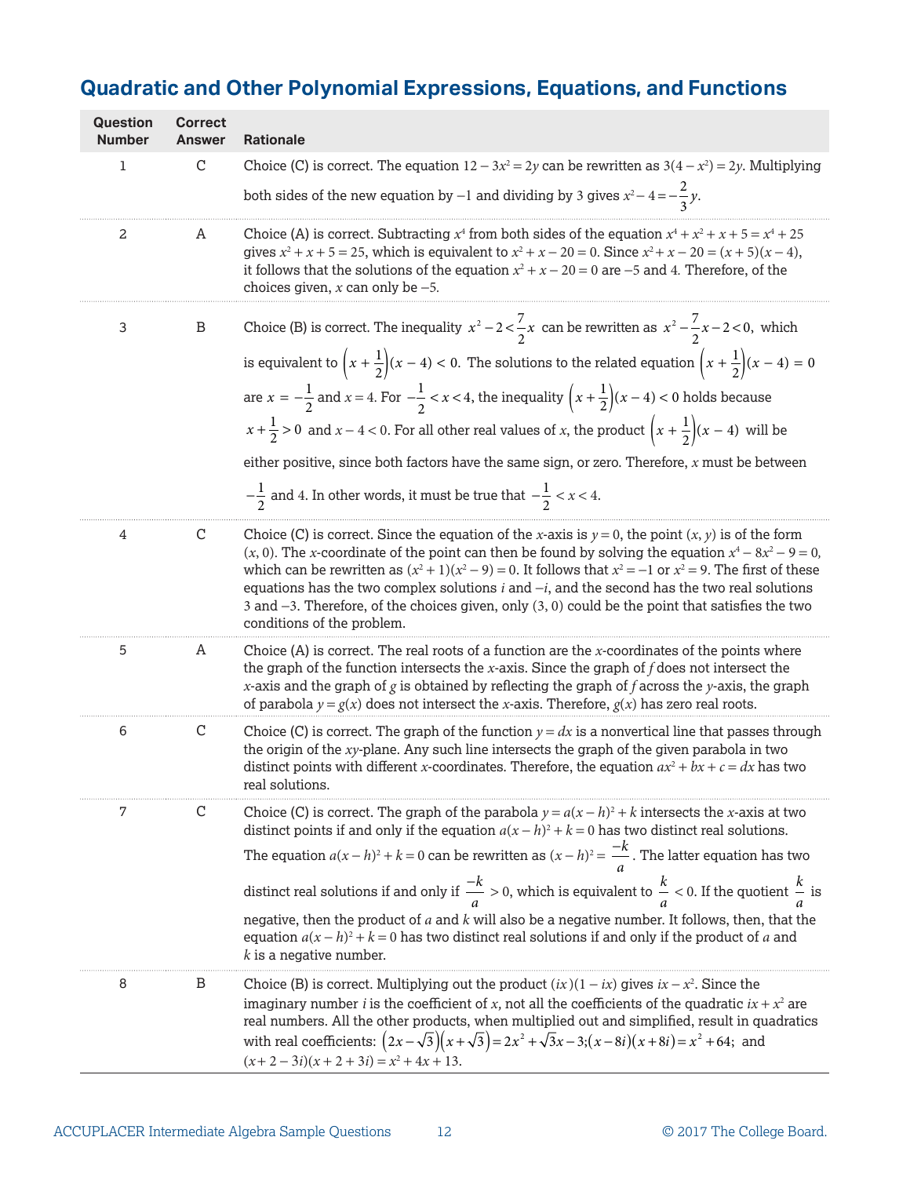## Quadratic and Other Polynomial Expressions, Equations, and Functions

| Question Number | Correct Answer | Rationale |
|---|---|---|
| 1 | C | Choice (C) is correct. The equation $12 - 3x^2 = 2y$ can be rewritten as $3(4 - x^2) = 2y$. Multiplying both sides of the new equation by $-1$ and dividing by 3 gives $x^2 - 4 = -\frac{2}{3}y$. |
| 2 | A | Choice (A) is correct. Subtracting $x^4$ from both sides of the equation $x^4 + x^2 + x + 5 = x^4 + 25$ gives $x^2 + x + 5 = 25$, which is equivalent to $x^2 + x - 20 = 0$. Since $x^2 + x - 20 = (x + 5)(x - 4)$, it follows that the solutions of the equation $x^2 + x - 20 = 0$ are $-5$ and 4. Therefore, of the choices given, $x$ can only be $-5$. |
| 3 | B | Choice (B) is correct. The inequality $x^2 - 2 < \frac{7}{2}x$ can be rewritten as $x^2 - \frac{7}{2}x - 2 < 0$, which is equivalent to $\left(x + \frac{1}{2}\right)(x - 4) < 0$. The solutions to the related equation $\left(x + \frac{1}{2}\right)(x - 4) = 0$ are $x = -\frac{1}{2}$ and $x = 4$. For $-\frac{1}{2} < x < 4$, the inequality $\left(x + \frac{1}{2}\right)(x - 4) < 0$ holds because $x + \frac{1}{2} > 0$ and $x - 4 < 0$. For all other real values of $x$, the product $\left(x + \frac{1}{2}\right)(x - 4)$ will be either positive, since both factors have the same sign, or zero. Therefore, $x$ must be between $-\frac{1}{2}$ and 4. In other words, it must be true that $-\frac{1}{2} < x < 4$. |
| 4 | C | Choice (C) is correct. Since the equation of the $x$-axis is $y = 0$, the point $(x, y)$ is of the form $(x, 0)$. The $x$-coordinate of the point can then be found by solving the equation $x^4 - 8x^2 - 9 = 0$, which can be rewritten as $(x^2 + 1)(x^2 - 9) = 0$. It follows that $x^2 = -1$ or $x^2 = 9$. The first of these equations has the two complex solutions $i$ and $-i$, and the second has the two real solutions 3 and $-3$. Therefore, of the choices given, only $(3, 0)$ could be the point that satisfies the two conditions of the problem. |
| 5 | A | Choice (A) is correct. The real roots of a function are the $x$-coordinates of the points where the graph of the function intersects the $x$-axis. Since the graph of $f$ does not intersect the $x$-axis and the graph of $g$ is obtained by reflecting the graph of $f$ across the $y$-axis, the graph of parabola $y = g(x)$ does not intersect the $x$-axis. Therefore, $g(x)$ has zero real roots. |
| 6 | C | Choice (C) is correct. The graph of the function $y = dx$ is a nonvertical line that passes through the origin of the $xy$-plane. Any such line intersects the graph of the given parabola in two distinct points with different $x$-coordinates. Therefore, the equation $ax^2 + bx + c = dx$ has two real solutions. |
| 7 | C | Choice (C) is correct. The graph of the parabola $y = a(x - h)^2 + k$ intersects the $x$-axis at two distinct points if and only if the equation $a(x - h)^2 + k = 0$ has two distinct real solutions. The equation $a(x - h)^2 + k = 0$ can be rewritten as $(x - h)^2 = \frac{-k}{a}$. The latter equation has two distinct real solutions if and only if $\frac{-k}{a} > 0$, which is equivalent to $\frac{k}{a} < 0$. If the quotient $\frac{k}{a}$ is negative, then the product of $a$ and $k$ will also be a negative number. It follows, then, that the equation $a(x - h)^2 + k = 0$ has two distinct real solutions if and only if the product of $a$ and $k$ is a negative number. |
| 8 | B | Choice (B) is correct. Multiplying out the product $(ix)(1 - ix)$ gives $ix - x^2$. Since the imaginary number $i$ is the coefficient of $x$, not all the coefficients of the quadratic $ix + x^2$ are real numbers. All the other products, when multiplied out and simplified, result in quadratics with real coefficients: $\left(2x - \sqrt{3}\right)\left(x + \sqrt{3}\right) = 2x^2 + \sqrt{3}x - 3$; $(x - 8i)(x + 8i) = x^2 + 64$; and $(x + 2 - 3i)(x + 2 + 3i) = x^2 + 4x + 13$. |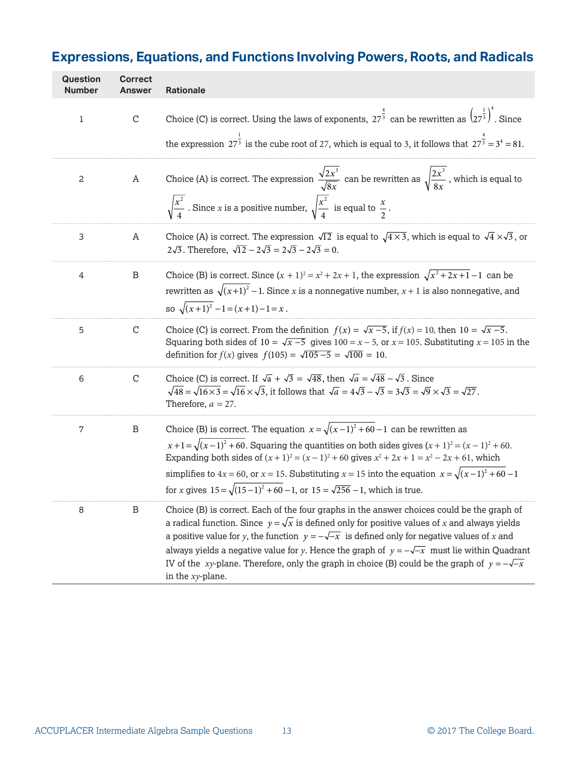## Expressions, Equations, and Functions Involving Powers, Roots, and Radicals

| Question Number | Correct Answer | Rationale |
|---|---|---|
| 1 | C | Choice (C) is correct. Using the laws of exponents, $27^{\frac{4}{3}}$ can be rewritten as $\left(27^{\frac{1}{3}}\right)^4$. Since the expression $27^{\frac{1}{3}}$ is the cube root of 27, which is equal to 3, it follows that $27^{\frac{4}{3}} = 3^4 = 81$. |
| 2 | A | Choice (A) is correct. The expression $\frac{\sqrt{2x^3}}{\sqrt{8x}}$ can be rewritten as $\sqrt{\frac{2x^3}{8x}}$, which is equal to $\sqrt{\frac{x^2}{4}}$. Since $x$ is a positive number, $\sqrt{\frac{x^2}{4}}$ is equal to $\frac{x}{2}$. |
| 3 | A | Choice (A) is correct. The expression $\sqrt{12}$ is equal to $\sqrt{4 \times 3}$, which is equal to $\sqrt{4} \times \sqrt{3}$, or $2\sqrt{3}$. Therefore, $\sqrt{12} - 2\sqrt{3} = 2\sqrt{3} - 2\sqrt{3} = 0$. |
| 4 | B | Choice (B) is correct. Since $(x + 1)^2 = x^2 + 2x + 1$, the expression $\sqrt{x^2 + 2x + 1} - 1$ can be rewritten as $\sqrt{(x+1)^2} - 1$. Since $x$ is a nonnegative number, $x + 1$ is also nonnegative, and so $\sqrt{(x+1)^2} - 1 = (x+1) - 1 = x$. |
| 5 | C | Choice (C) is correct. From the definition $f(x) = \sqrt{x - 5}$, if $f(x) = 10$, then $10 = \sqrt{x - 5}$. Squaring both sides of $10 = \sqrt{x - 5}$ gives $100 = x - 5$, or $x = 105$. Substituting $x = 105$ in the definition for $f(x)$ gives $f(105) = \sqrt{105 - 5} = \sqrt{100} = 10$. |
| 6 | C | Choice (C) is correct. If $\sqrt{a} + \sqrt{3} = \sqrt{48}$, then $\sqrt{a} = \sqrt{48} - \sqrt{3}$. Since $\sqrt{48} = \sqrt{16 \times 3} = \sqrt{16} \times \sqrt{3}$, it follows that $\sqrt{a} = 4\sqrt{3} - \sqrt{3} = 3\sqrt{3} = \sqrt{9} \times \sqrt{3} = \sqrt{27}$. Therefore, $a = 27$. |
| 7 | B | Choice (B) is correct. The equation $x = \sqrt{(x-1)^2 + 60} - 1$ can be rewritten as $x + 1 = \sqrt{(x-1)^2 + 60}$. Squaring the quantities on both sides gives $(x + 1)^2 = (x - 1)^2 + 60$. Expanding both sides of $(x + 1)^2 = (x - 1)^2 + 60$ gives $x^2 + 2x + 1 = x^2 - 2x + 61$, which simplifies to $4x = 60$, or $x = 15$. Substituting $x = 15$ into the equation $x = \sqrt{(x-1)^2 + 60} - 1$ for $x$ gives $15 = \sqrt{(15-1)^2 + 60} - 1$, or $15 = \sqrt{256} - 1$, which is true. |
| 8 | B | Choice (B) is correct. Each of the four graphs in the answer choices could be the graph of a radical function. Since $y = \sqrt{x}$ is defined only for positive values of $x$ and always yields a positive value for $y$, the function $y = -\sqrt{-x}$ is defined only for negative values of $x$ and always yields a negative value for $y$. Hence the graph of $y = -\sqrt{-x}$ must lie within Quadrant IV of the $xy$-plane. Therefore, only the graph in choice (B) could be the graph of $y = -\sqrt{-x}$ in the $xy$-plane. |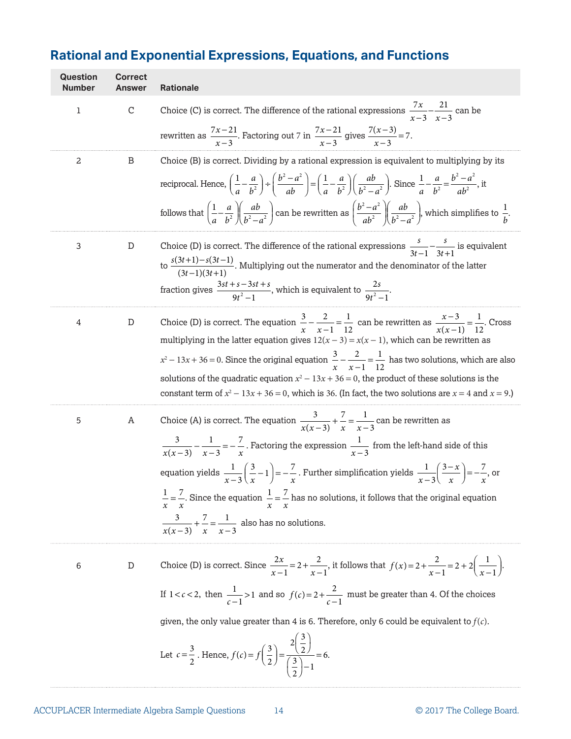## Rational and Exponential Expressions, Equations, and Functions

| Question Number | Correct Answer | Rationale |
|---|---|---|
| 1 | C | Choice (C) is correct. The difference of the rational expressions $\frac{7x}{x-3} - \frac{21}{x-3}$ can be rewritten as $\frac{7x-21}{x-3}$. Factoring out 7 in $\frac{7x-21}{x-3}$ gives $\frac{7(x-3)}{x-3} = 7$. |
| 2 | B | Choice (B) is correct. Dividing by a rational expression is equivalent to multiplying by its reciprocal. Hence, $\left(\frac{1}{a} - \frac{a}{b^2}\right) \div \left(\frac{b^2-a^2}{ab}\right) = \left(\frac{1}{a} - \frac{a}{b^2}\right)\left(\frac{ab}{b^2-a^2}\right)$. Since $\frac{1}{a} - \frac{a}{b^2} = \frac{b^2-a^2}{ab^2}$, it follows that $\left(\frac{1}{a} - \frac{a}{b^2}\right)\left(\frac{ab}{b^2-a^2}\right)$ can be rewritten as $\left(\frac{b^2-a^2}{ab^2}\right)\left(\frac{ab}{b^2-a^2}\right)$, which simplifies to $\frac{1}{b}$. |
| 3 | D | Choice (D) is correct. The difference of the rational expressions $\frac{s}{3t-1} - \frac{s}{3t+1}$ is equivalent to $\frac{s(3t+1)-s(3t-1)}{(3t-1)(3t+1)}$. Multiplying out the numerator and the denominator of the latter fraction gives $\frac{3st+s-3st+s}{9t^2-1}$, which is equivalent to $\frac{2s}{9t^2-1}$. |
| 4 | D | Choice (D) is correct. The equation $\frac{3}{x} - \frac{2}{x-1} = \frac{1}{12}$ can be rewritten as $\frac{x-3}{x(x-1)} = \frac{1}{12}$. Cross multiplying in the latter equation gives $12(x-3) = x(x-1)$, which can be rewritten as $x^2 - 13x + 36 = 0$. Since the original equation $\frac{3}{x} - \frac{2}{x-1} = \frac{1}{12}$ has two solutions, which are also solutions of the quadratic equation $x^2 - 13x + 36 = 0$, the product of these solutions is the constant term of $x^2 - 13x + 36 = 0$, which is 36. (In fact, the two solutions are $x = 4$ and $x = 9$.) |
| 5 | A | Choice (A) is correct. The equation $\frac{3}{x(x-3)} + \frac{7}{x} = \frac{1}{x-3}$ can be rewritten as $\frac{3}{x(x-3)} - \frac{1}{x-3} = -\frac{7}{x}$. Factoring the expression $\frac{1}{x-3}$ from the left-hand side of this equation yields $\frac{1}{x-3}\left(\frac{3}{x} - 1\right) = -\frac{7}{x}$. Further simplification yields $\frac{1}{x-3}\left(\frac{3-x}{x}\right) = -\frac{7}{x}$, or $\frac{1}{x} = \frac{7}{x}$. Since the equation $\frac{1}{x} = \frac{7}{x}$ has no solutions, it follows that the original equation $\frac{3}{x(x-3)} + \frac{7}{x} = \frac{1}{x-3}$ also has no solutions. |
| 6 | D | Choice (D) is correct. Since $\frac{2x}{x-1} = 2 + \frac{2}{x-1}$, it follows that $f(x) = 2 + \frac{2}{x-1} = 2 + 2\left(\frac{1}{x-1}\right)$. If $1 < c < 2$, then $\frac{1}{c-1} > 1$ and so $f(c) = 2 + \frac{2}{c-1}$ must be greater than 4. Of the choices given, the only value greater than 4 is 6. Therefore, only 6 could be equivalent to $f(c)$. Let $c = \frac{3}{2}$. Hence, $f(c) = f\left(\frac{3}{2}\right) = \frac{2\left(\frac{3}{2}\right)}{\left(\frac{3}{2}\right) - 1} = 6$. |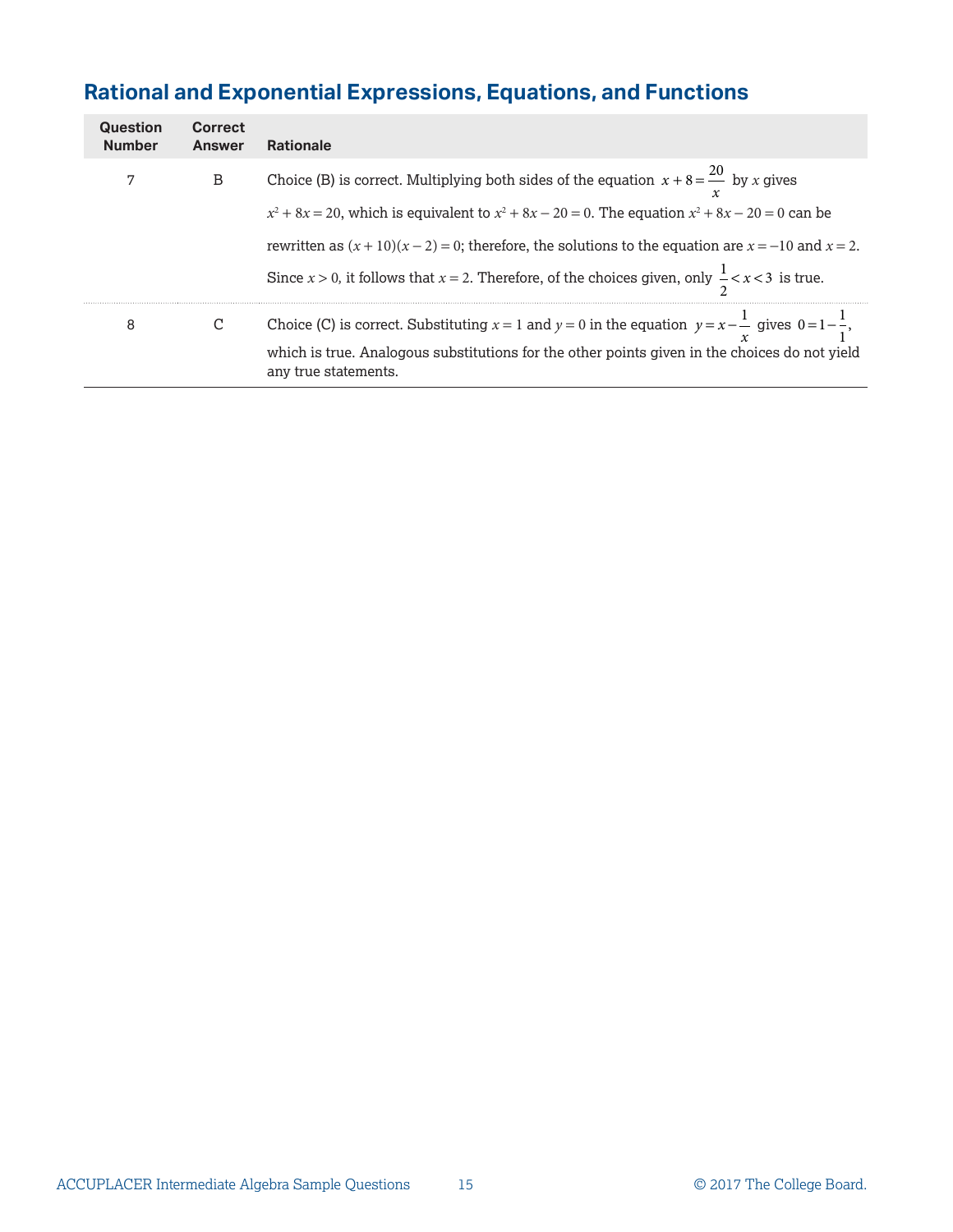## Rational and Exponential Expressions, Equations, and Functions

| Question Number | Correct Answer | Rationale |
|---|---|---|
| 7 | B | Choice (B) is correct. Multiplying both sides of the equation $x + 8 = \frac{20}{x}$ by $x$ gives $x^2 + 8x = 20$, which is equivalent to $x^2 + 8x - 20 = 0$. The equation $x^2 + 8x - 20 = 0$ can be rewritten as $(x + 10)(x - 2) = 0$; therefore, the solutions to the equation are $x = -10$ and $x = 2$. Since $x > 0$, it follows that $x = 2$. Therefore, of the choices given, only $\frac{1}{2} < x < 3$ is true. |
| 8 | C | Choice (C) is correct. Substituting $x = 1$ and $y = 0$ in the equation $y = x - \frac{1}{x}$ gives $0 = 1 - \frac{1}{1}$, which is true. Analogous substitutions for the other points given in the choices do not yield any true statements. |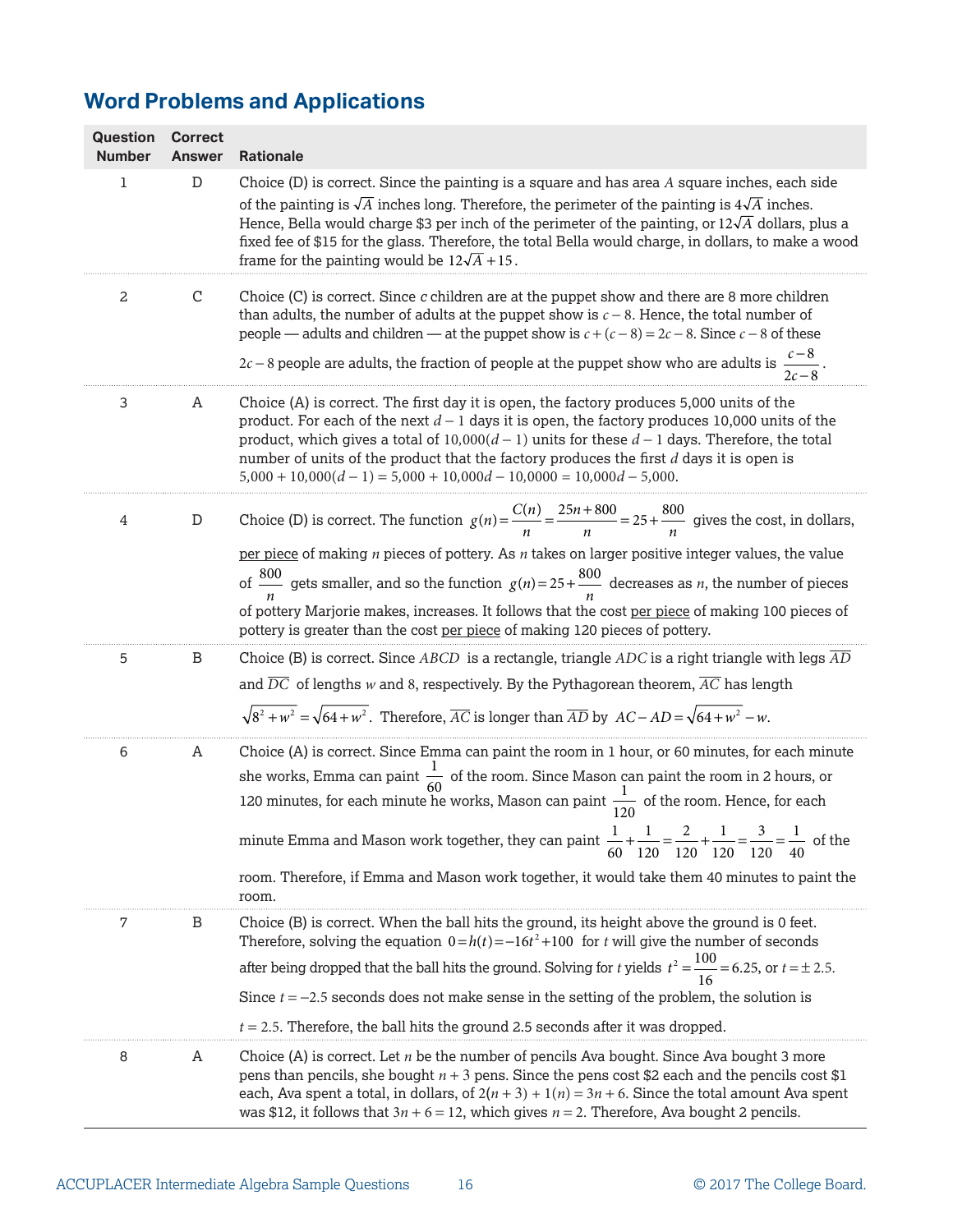## Word Problems and Applications

| Question Number | Correct Answer | Rationale |
|---|---|---|
| 1 | D | Choice (D) is correct. Since the painting is a square and has area $A$ square inches, each side of the painting is $\sqrt{A}$ inches long. Therefore, the perimeter of the painting is $4\sqrt{A}$ inches. Hence, Bella would charge \$3 per inch of the perimeter of the painting, or $12\sqrt{A}$ dollars, plus a fixed fee of \$15 for the glass. Therefore, the total Bella would charge, in dollars, to make a wood frame for the painting would be $12\sqrt{A}+15$. |
| 2 | C | Choice (C) is correct. Since $c$ children are at the puppet show and there are 8 more children than adults, the number of adults at the puppet show is $c-8$. Hence, the total number of people — adults and children — at the puppet show is $c+(c-8)=2c-8$. Since $c-8$ of these $2c-8$ people are adults, the fraction of people at the puppet show who are adults is $\frac{c-8}{2c-8}$. |
| 3 | A | Choice (A) is correct. The first day it is open, the factory produces 5,000 units of the product. For each of the next $d-1$ days it is open, the factory produces 10,000 units of the product, which gives a total of $10{,}000(d-1)$ units for these $d-1$ days. Therefore, the total number of units of the product that the factory produces the first $d$ days it is open is $5{,}000+10{,}000(d-1)=5{,}000+10{,}000d-10{,}0000=10{,}000d-5{,}000$. |
| 4 | D | Choice (D) is correct. The function $g(n)=\frac{C(n)}{n}=\frac{25n+800}{n}=25+\frac{800}{n}$ gives the cost, in dollars, per piece of making $n$ pieces of pottery. As $n$ takes on larger positive integer values, the value of $\frac{800}{n}$ gets smaller, and so the function $g(n)=25+\frac{800}{n}$ decreases as $n$, the number of pieces of pottery Marjorie makes, increases. It follows that the cost per piece of making 100 pieces of pottery is greater than the cost per piece of making 120 pieces of pottery. |
| 5 | B | Choice (B) is correct. Since $ABCD$ is a rectangle, triangle $ADC$ is a right triangle with legs $\overline{AD}$ and $\overline{DC}$ of lengths $w$ and 8, respectively. By the Pythagorean theorem, $\overline{AC}$ has length $\sqrt{8^2+w^2}=\sqrt{64+w^2}$. Therefore, $\overline{AC}$ is longer than $\overline{AD}$ by $AC-AD=\sqrt{64+w^2}-w$. |
| 6 | A | Choice (A) is correct. Since Emma can paint the room in 1 hour, or 60 minutes, for each minute she works, Emma can paint $\frac{1}{60}$ of the room. Since Mason can paint the room in 2 hours, or 120 minutes, for each minute he works, Mason can paint $\frac{1}{120}$ of the room. Hence, for each minute Emma and Mason work together, they can paint $\frac{1}{60}+\frac{1}{120}=\frac{2}{120}+\frac{1}{120}=\frac{3}{120}=\frac{1}{40}$ of the room. Therefore, if Emma and Mason work together, it would take them 40 minutes to paint the room. |
| 7 | B | Choice (B) is correct. When the ball hits the ground, its height above the ground is 0 feet. Therefore, solving the equation $0=h(t)=-16t^2+100$ for $t$ will give the number of seconds after being dropped that the ball hits the ground. Solving for $t$ yields $t^2=\frac{100}{16}=6.25$, or $t=\pm 2.5$. Since $t=-2.5$ seconds does not make sense in the setting of the problem, the solution is $t=2.5$. Therefore, the ball hits the ground 2.5 seconds after it was dropped. |
| 8 | A | Choice (A) is correct. Let $n$ be the number of pencils Ava bought. Since Ava bought 3 more pens than pencils, she bought $n+3$ pens. Since the pens cost \$2 each and the pencils cost \$1 each, Ava spent a total, in dollars, of $2(n+3)+1(n)=3n+6$. Since the total amount Ava spent was \$12, it follows that $3n+6=12$, which gives $n=2$. Therefore, Ava bought 2 pencils. |